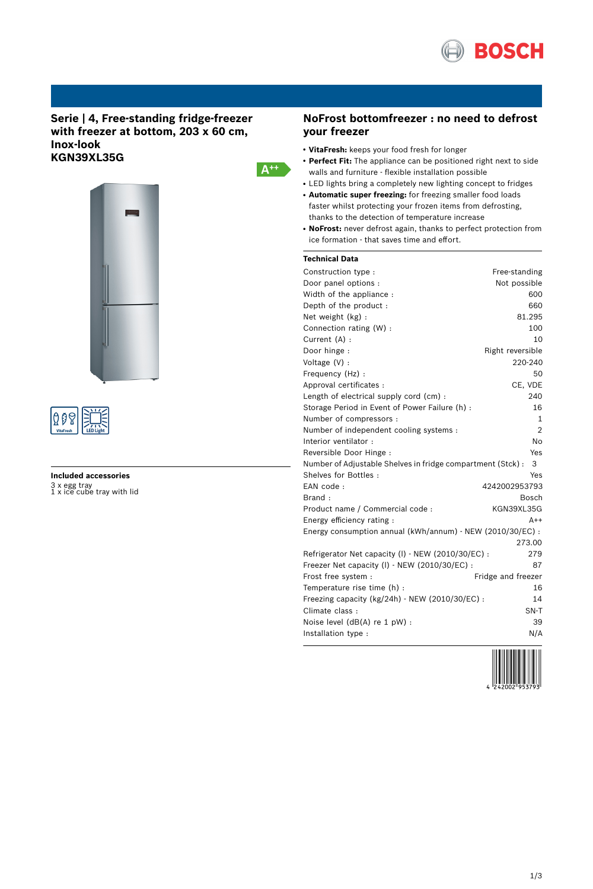# Serie | 4, Free-standing fridge-freezer with freezer at bottom, 203 x 60 cm, Inox-look

## KGN39XL35G

A++

VitaFresh | LED Light

### Included accessories

3 x egg tray
1 x ice cube tray with lid

## NoFrost bottomfreezer : no need to defrost your freezer

- **VitaFresh:** keeps your food fresh for longer
- **Perfect Fit:** The appliance can be positioned right next to side walls and furniture - flexible installation possible
- LED lights bring a completely new lighting concept to fridges
- **Automatic super freezing:** for freezing smaller food loads faster whilst protecting your frozen items from defrosting, thanks to the detection of temperature increase
- **NoFrost:** never defrost again, thanks to perfect protection from ice formation - that saves time and effort.

### Technical Data

| | |
|---|---|
| Construction type : | Free-standing |
| Door panel options : | Not possible |
| Width of the appliance : | 600 |
| Depth of the product : | 660 |
| Net weight (kg) : | 81.295 |
| Connection rating (W) : | 100 |
| Current (A) : | 10 |
| Door hinge : | Right reversible |
| Voltage (V) : | 220-240 |
| Frequency (Hz) : | 50 |
| Approval certificates : | CE, VDE |
| Length of electrical supply cord (cm) : | 240 |
| Storage Period in Event of Power Failure (h) : | 16 |
| Number of compressors : | 1 |
| Number of independent cooling systems : | 2 |
| Interior ventilator : | No |
| Reversible Door Hinge : | Yes |
| Number of Adjustable Shelves in fridge compartment (Stck) : | 3 |
| Shelves for Bottles : | Yes |
| EAN code : | 4242002953793 |
| Brand : | Bosch |
| Product name / Commercial code : | KGN39XL35G |
| Energy efficiency rating : | A++ |
| Energy consumption annual (kWh/annum) - NEW (2010/30/EC) : | 273.00 |
| Refrigerator Net capacity (l) - NEW (2010/30/EC) : | 279 |
| Freezer Net capacity (l) - NEW (2010/30/EC) : | 87 |
| Frost free system : | Fridge and freezer |
| Temperature rise time (h) : | 16 |
| Freezing capacity (kg/24h) - NEW (2010/30/EC) : | 14 |
| Climate class : | SN-T |
| Noise level (dB(A) re 1 pW) : | 39 |
| Installation type : | N/A |

4 242002 953793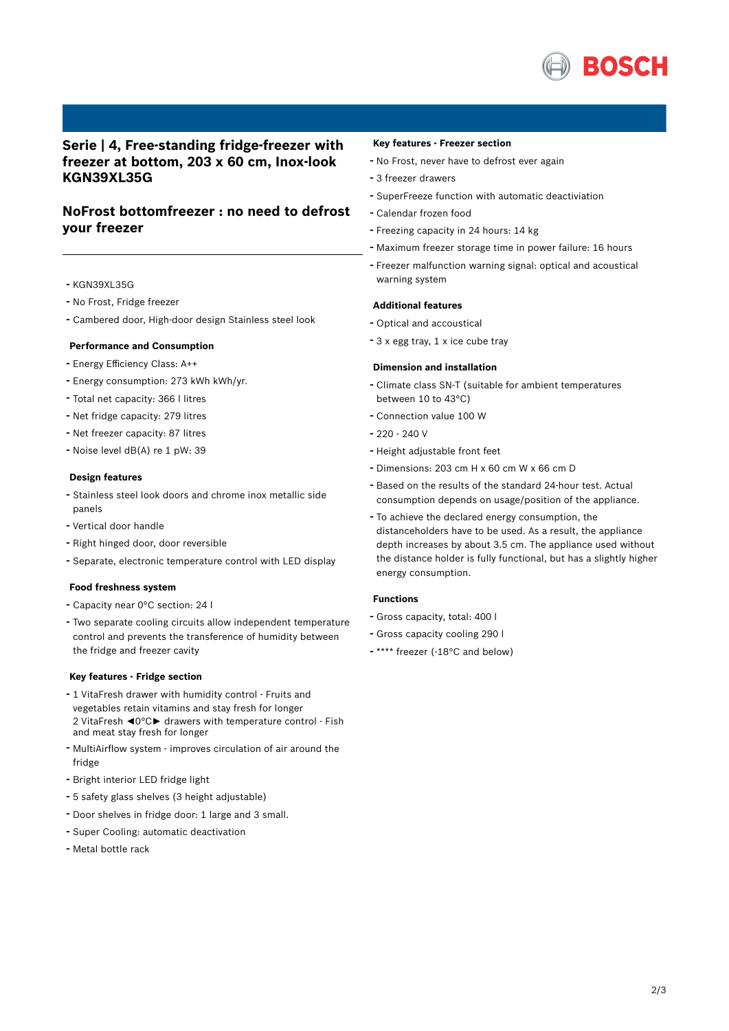# Serie | 4, Free-standing fridge-freezer with freezer at bottom, 203 x 60 cm, Inox-look KGN39XL35G

## NoFrost bottomfreezer : no need to defrost your freezer

- KGN39XL35G
- No Frost, Fridge freezer
- Cambered door, High-door design Stainless steel look

### Performance and Consumption

- Energy Efficiency Class: A++
- Energy consumption: 273 kWh kWh/yr.
- Total net capacity: 366 l litres
- Net fridge capacity: 279 litres
- Net freezer capacity: 87 litres
- Noise level dB(A) re 1 pW: 39

### Design features

- Stainless steel look doors and chrome inox metallic side panels
- Vertical door handle
- Right hinged door, door reversible
- Separate, electronic temperature control with LED display

### Food freshness system

- Capacity near 0°C section: 24 l
- Two separate cooling circuits allow independent temperature control and prevents the transference of humidity between the fridge and freezer cavity

### Key features - Fridge section

- 1 VitaFresh drawer with humidity control - Fruits and vegetables retain vitamins and stay fresh for longer
  2 VitaFresh ◄0°C► drawers with temperature control - Fish and meat stay fresh for longer
- MultiAirflow system - improves circulation of air around the fridge
- Bright interior LED fridge light
- 5 safety glass shelves (3 height adjustable)
- Door shelves in fridge door: 1 large and 3 small.
- Super Cooling: automatic deactivation
- Metal bottle rack

### Key features - Freezer section

- No Frost, never have to defrost ever again
- 3 freezer drawers
- SuperFreeze function with automatic deactiviation
- Calendar frozen food
- Freezing capacity in 24 hours: 14 kg
- Maximum freezer storage time in power failure: 16 hours
- Freezer malfunction warning signal: optical and acoustical warning system

### Additional features

- Optical and accoustical
- 3 x egg tray, 1 x ice cube tray

### Dimension and installation

- Climate class SN-T (suitable for ambient temperatures between 10 to 43°C)
- Connection value 100 W
- 220 - 240 V
- Height adjustable front feet
- Dimensions: 203 cm H x 60 cm W x 66 cm D
- Based on the results of the standard 24-hour test. Actual consumption depends on usage/position of the appliance.
- To achieve the declared energy consumption, the distanceholders have to be used. As a result, the appliance depth increases by about 3.5 cm. The appliance used without the distance holder is fully functional, but has a slightly higher energy consumption.

### Functions

- Gross capacity, total: 400 l
- Gross capacity cooling 290 l
- **** freezer (-18°C and below)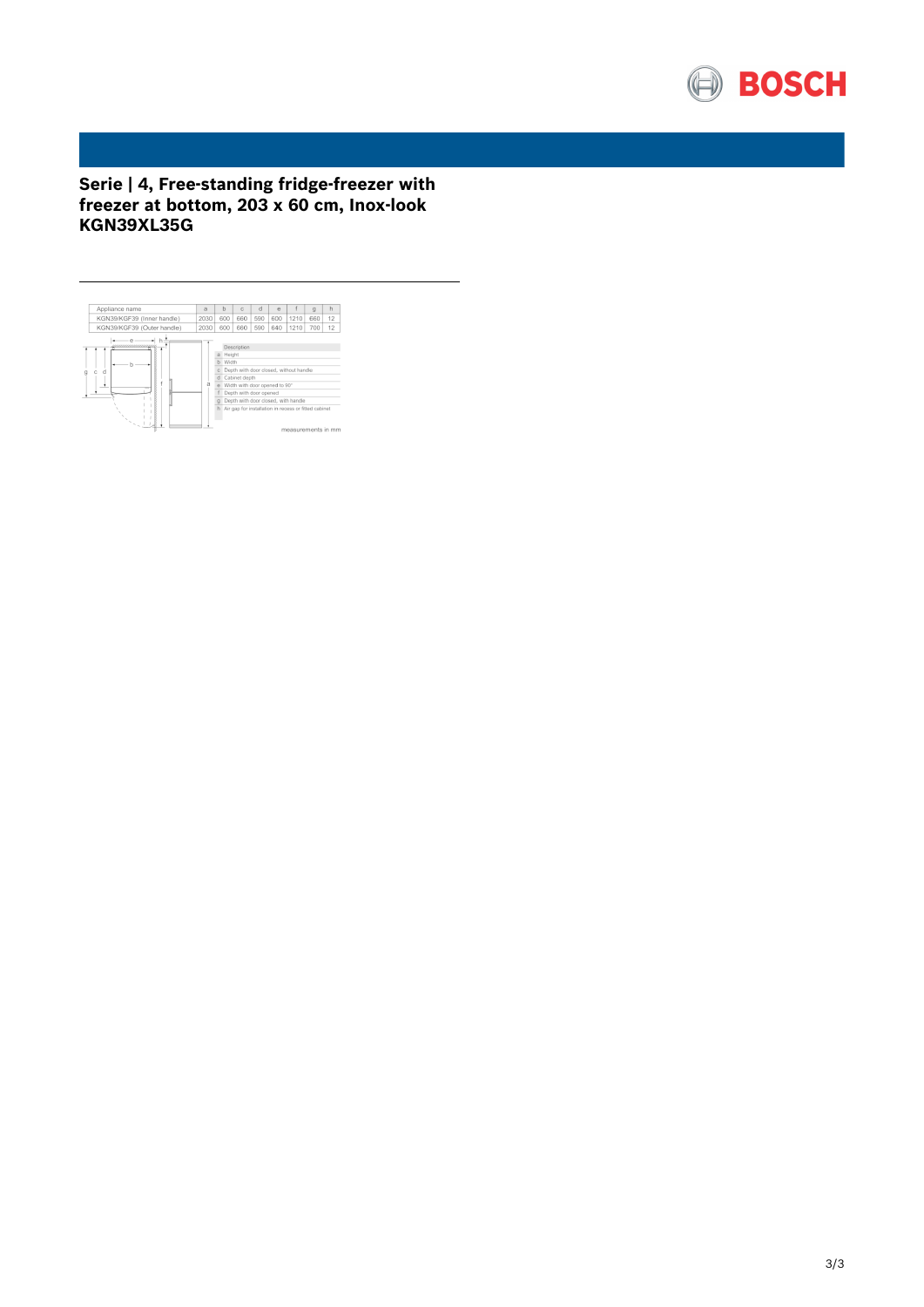**Serie | 4, Free-standing fridge-freezer with freezer at bottom, 203 x 60 cm, Inox-look KGN39XL35G**

| Appliance name | a | b | c | d | e | f | g | h |
|---|---|---|---|---|---|---|---|---|
| KGN39/KGF39 (Inner handle) | 2030 | 600 | 660 | 590 | 600 | 1210 | 660 | 12 |
| KGN39/KGF39 (Outer handle) | 2030 | 600 | 660 | 590 | 640 | 1210 | 700 | 12 |

| | Description |
|---|---|
| a | Height |
| b | Width |
| c | Depth with door closed, without handle |
| d | Cabinet depth |
| e | Width with door opened to 90° |
| f | Depth with door opened |
| g | Depth with door closed, with handle |
| h | Air gap for installation in recess or fitted cabinet |

measurements in mm